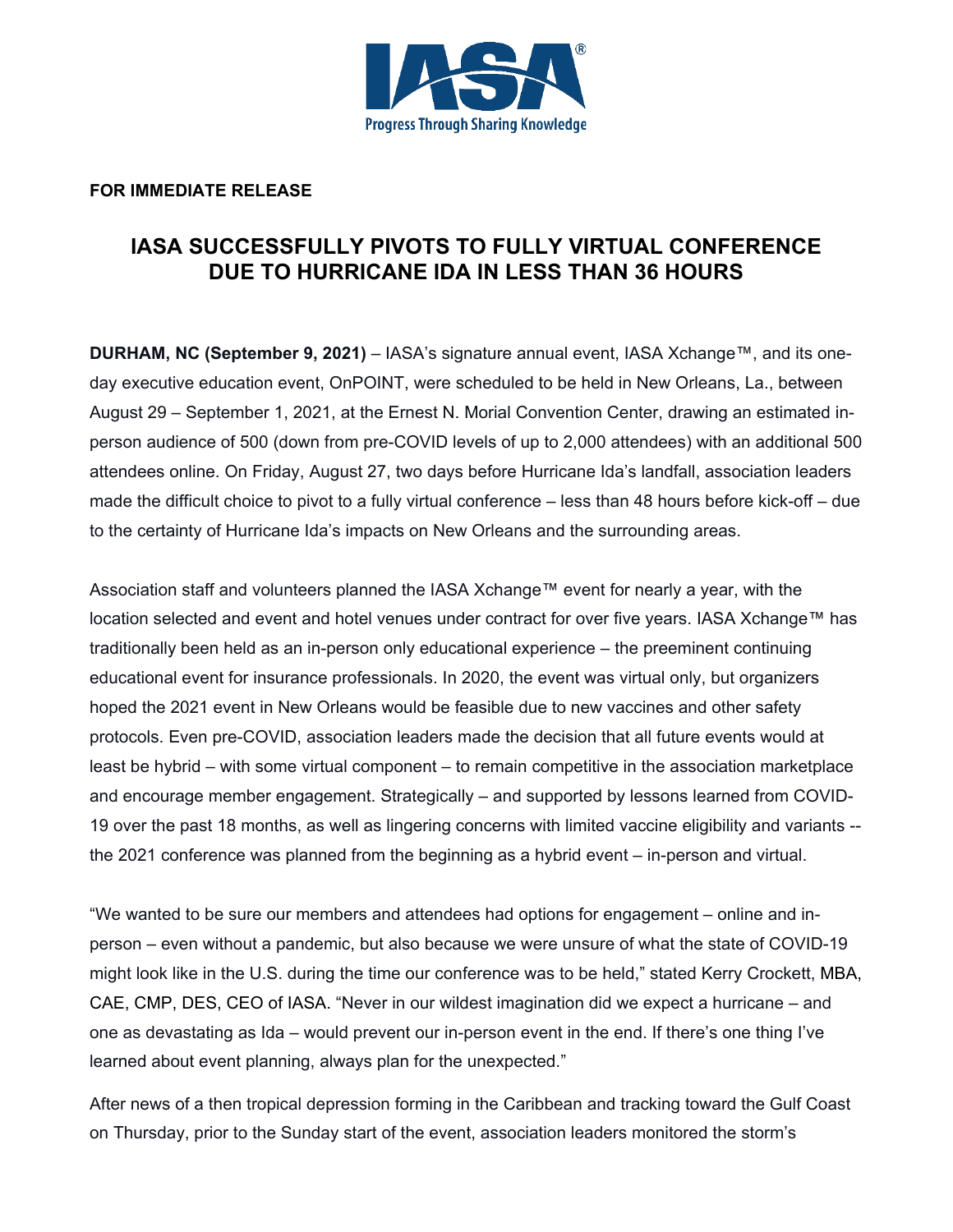IASA®

Progress Through Sharing Knowledge

**FOR IMMEDIATE RELEASE**

# IASA SUCCESSFULLY PIVOTS TO FULLY VIRTUAL CONFERENCE DUE TO HURRICANE IDA IN LESS THAN 36 HOURS

**DURHAM, NC (September 9, 2021)** – IASA's signature annual event, IASA Xchange™, and its one-day executive education event, OnPOINT, were scheduled to be held in New Orleans, La., between August 29 – September 1, 2021, at the Ernest N. Morial Convention Center, drawing an estimated in-person audience of 500 (down from pre-COVID levels of up to 2,000 attendees) with an additional 500 attendees online. On Friday, August 27, two days before Hurricane Ida's landfall, association leaders made the difficult choice to pivot to a fully virtual conference – less than 48 hours before kick-off – due to the certainty of Hurricane Ida's impacts on New Orleans and the surrounding areas.

Association staff and volunteers planned the IASA Xchange™ event for nearly a year, with the location selected and event and hotel venues under contract for over five years. IASA Xchange™ has traditionally been held as an in-person only educational experience – the preeminent continuing educational event for insurance professionals. In 2020, the event was virtual only, but organizers hoped the 2021 event in New Orleans would be feasible due to new vaccines and other safety protocols. Even pre-COVID, association leaders made the decision that all future events would at least be hybrid – with some virtual component – to remain competitive in the association marketplace and encourage member engagement. Strategically – and supported by lessons learned from COVID-19 over the past 18 months, as well as lingering concerns with limited vaccine eligibility and variants -- the 2021 conference was planned from the beginning as a hybrid event – in-person and virtual.

"We wanted to be sure our members and attendees had options for engagement – online and in-person – even without a pandemic, but also because we were unsure of what the state of COVID-19 might look like in the U.S. during the time our conference was to be held," stated Kerry Crockett, MBA, CAE, CMP, DES, CEO of IASA. "Never in our wildest imagination did we expect a hurricane – and one as devastating as Ida – would prevent our in-person event in the end. If there's one thing I've learned about event planning, always plan for the unexpected."

After news of a then tropical depression forming in the Caribbean and tracking toward the Gulf Coast on Thursday, prior to the Sunday start of the event, association leaders monitored the storm's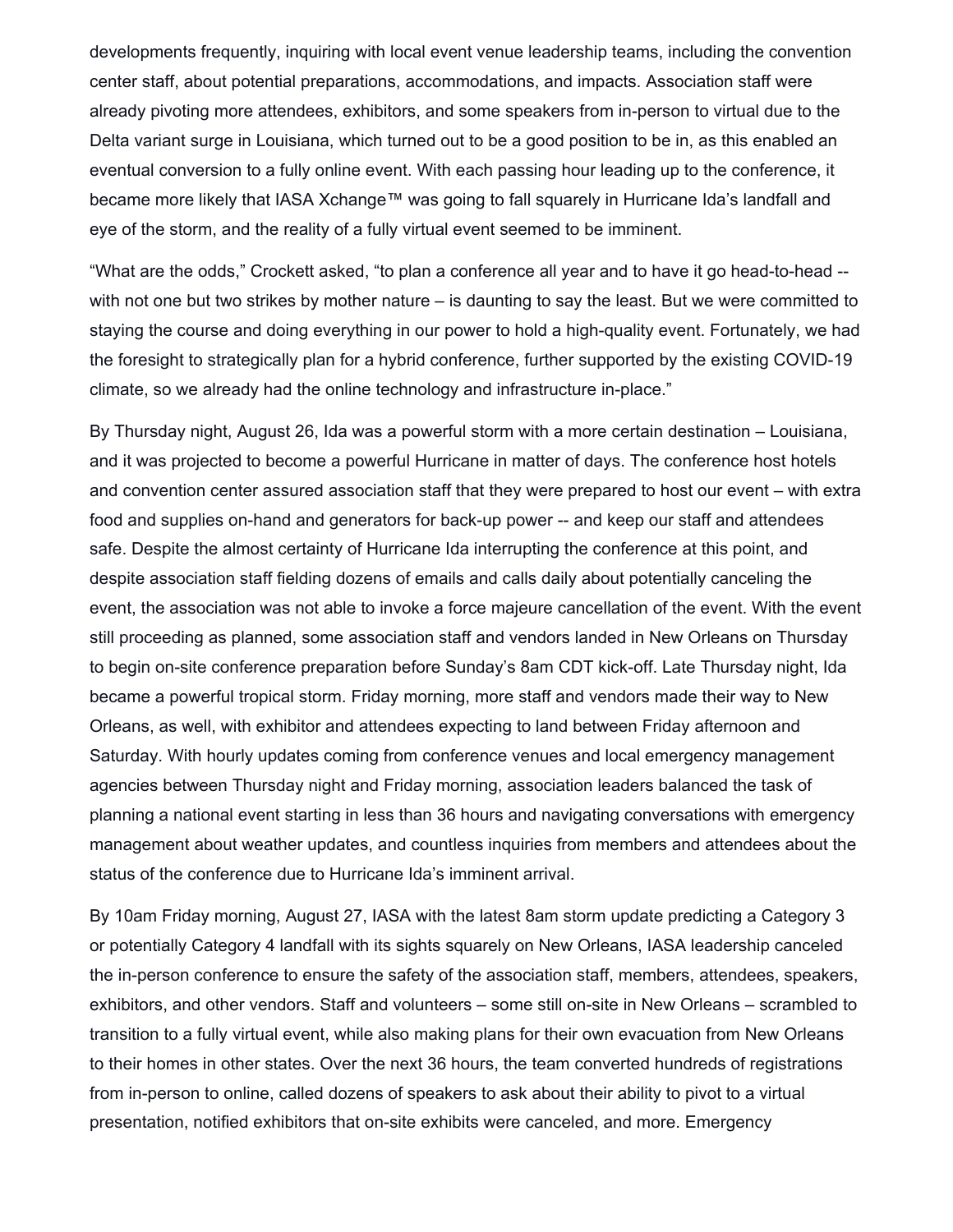developments frequently, inquiring with local event venue leadership teams, including the convention center staff, about potential preparations, accommodations, and impacts. Association staff were already pivoting more attendees, exhibitors, and some speakers from in-person to virtual due to the Delta variant surge in Louisiana, which turned out to be a good position to be in, as this enabled an eventual conversion to a fully online event. With each passing hour leading up to the conference, it became more likely that IASA Xchange™ was going to fall squarely in Hurricane Ida's landfall and eye of the storm, and the reality of a fully virtual event seemed to be imminent.

"What are the odds," Crockett asked, "to plan a conference all year and to have it go head-to-head -- with not one but two strikes by mother nature – is daunting to say the least. But we were committed to staying the course and doing everything in our power to hold a high-quality event. Fortunately, we had the foresight to strategically plan for a hybrid conference, further supported by the existing COVID-19 climate, so we already had the online technology and infrastructure in-place."

By Thursday night, August 26, Ida was a powerful storm with a more certain destination – Louisiana, and it was projected to become a powerful Hurricane in matter of days. The conference host hotels and convention center assured association staff that they were prepared to host our event – with extra food and supplies on-hand and generators for back-up power -- and keep our staff and attendees safe. Despite the almost certainty of Hurricane Ida interrupting the conference at this point, and despite association staff fielding dozens of emails and calls daily about potentially canceling the event, the association was not able to invoke a force majeure cancellation of the event. With the event still proceeding as planned, some association staff and vendors landed in New Orleans on Thursday to begin on-site conference preparation before Sunday's 8am CDT kick-off. Late Thursday night, Ida became a powerful tropical storm. Friday morning, more staff and vendors made their way to New Orleans, as well, with exhibitor and attendees expecting to land between Friday afternoon and Saturday. With hourly updates coming from conference venues and local emergency management agencies between Thursday night and Friday morning, association leaders balanced the task of planning a national event starting in less than 36 hours and navigating conversations with emergency management about weather updates, and countless inquiries from members and attendees about the status of the conference due to Hurricane Ida's imminent arrival.

By 10am Friday morning, August 27, IASA with the latest 8am storm update predicting a Category 3 or potentially Category 4 landfall with its sights squarely on New Orleans, IASA leadership canceled the in-person conference to ensure the safety of the association staff, members, attendees, speakers, exhibitors, and other vendors. Staff and volunteers – some still on-site in New Orleans – scrambled to transition to a fully virtual event, while also making plans for their own evacuation from New Orleans to their homes in other states. Over the next 36 hours, the team converted hundreds of registrations from in-person to online, called dozens of speakers to ask about their ability to pivot to a virtual presentation, notified exhibitors that on-site exhibits were canceled, and more. Emergency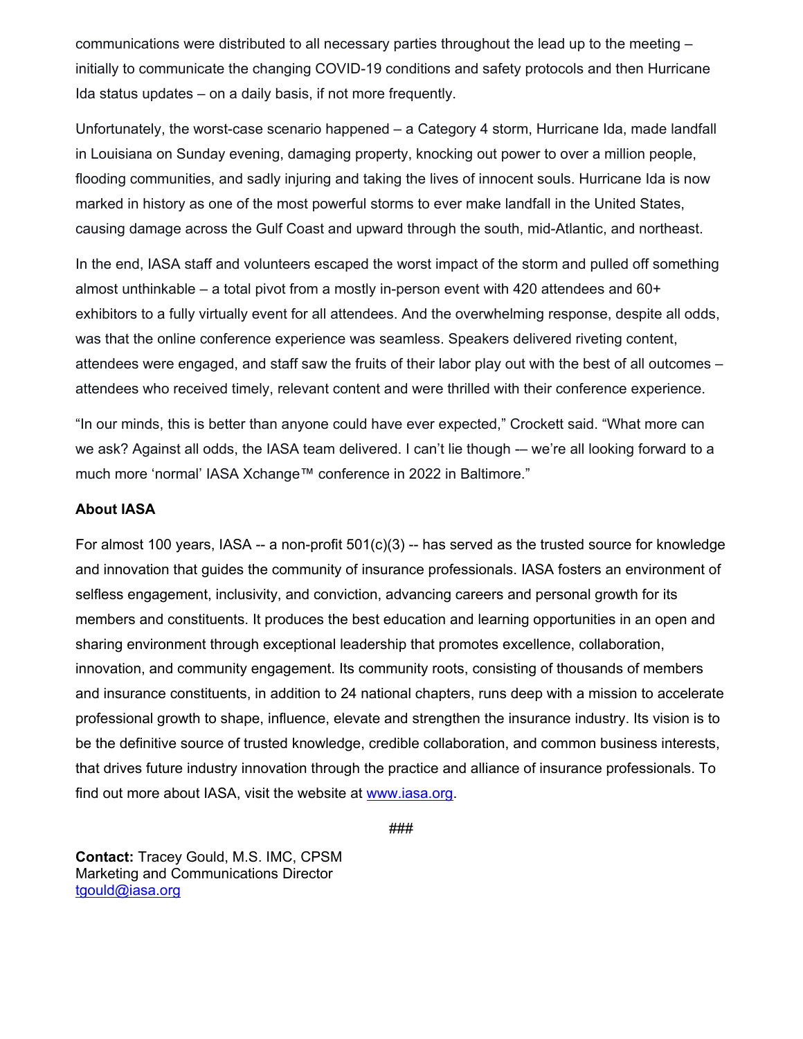communications were distributed to all necessary parties throughout the lead up to the meeting – initially to communicate the changing COVID-19 conditions and safety protocols and then Hurricane Ida status updates – on a daily basis, if not more frequently.

Unfortunately, the worst-case scenario happened – a Category 4 storm, Hurricane Ida, made landfall in Louisiana on Sunday evening, damaging property, knocking out power to over a million people, flooding communities, and sadly injuring and taking the lives of innocent souls. Hurricane Ida is now marked in history as one of the most powerful storms to ever make landfall in the United States, causing damage across the Gulf Coast and upward through the south, mid-Atlantic, and northeast.

In the end, IASA staff and volunteers escaped the worst impact of the storm and pulled off something almost unthinkable – a total pivot from a mostly in-person event with 420 attendees and 60+ exhibitors to a fully virtually event for all attendees. And the overwhelming response, despite all odds, was that the online conference experience was seamless. Speakers delivered riveting content, attendees were engaged, and staff saw the fruits of their labor play out with the best of all outcomes – attendees who received timely, relevant content and were thrilled with their conference experience.

"In our minds, this is better than anyone could have ever expected," Crockett said. "What more can we ask? Against all odds, the IASA team delivered. I can't lie though -– we're all looking forward to a much more 'normal' IASA Xchange™ conference in 2022 in Baltimore."

**About IASA**

For almost 100 years, IASA -- a non-profit 501(c)(3) -- has served as the trusted source for knowledge and innovation that guides the community of insurance professionals. IASA fosters an environment of selfless engagement, inclusivity, and conviction, advancing careers and personal growth for its members and constituents. It produces the best education and learning opportunities in an open and sharing environment through exceptional leadership that promotes excellence, collaboration, innovation, and community engagement. Its community roots, consisting of thousands of members and insurance constituents, in addition to 24 national chapters, runs deep with a mission to accelerate professional growth to shape, influence, elevate and strengthen the insurance industry. Its vision is to be the definitive source of trusted knowledge, credible collaboration, and common business interests, that drives future industry innovation through the practice and alliance of insurance professionals. To find out more about IASA, visit the website at www.iasa.org.

###

**Contact:** Tracey Gould, M.S. IMC, CPSM
Marketing and Communications Director
tgould@iasa.org